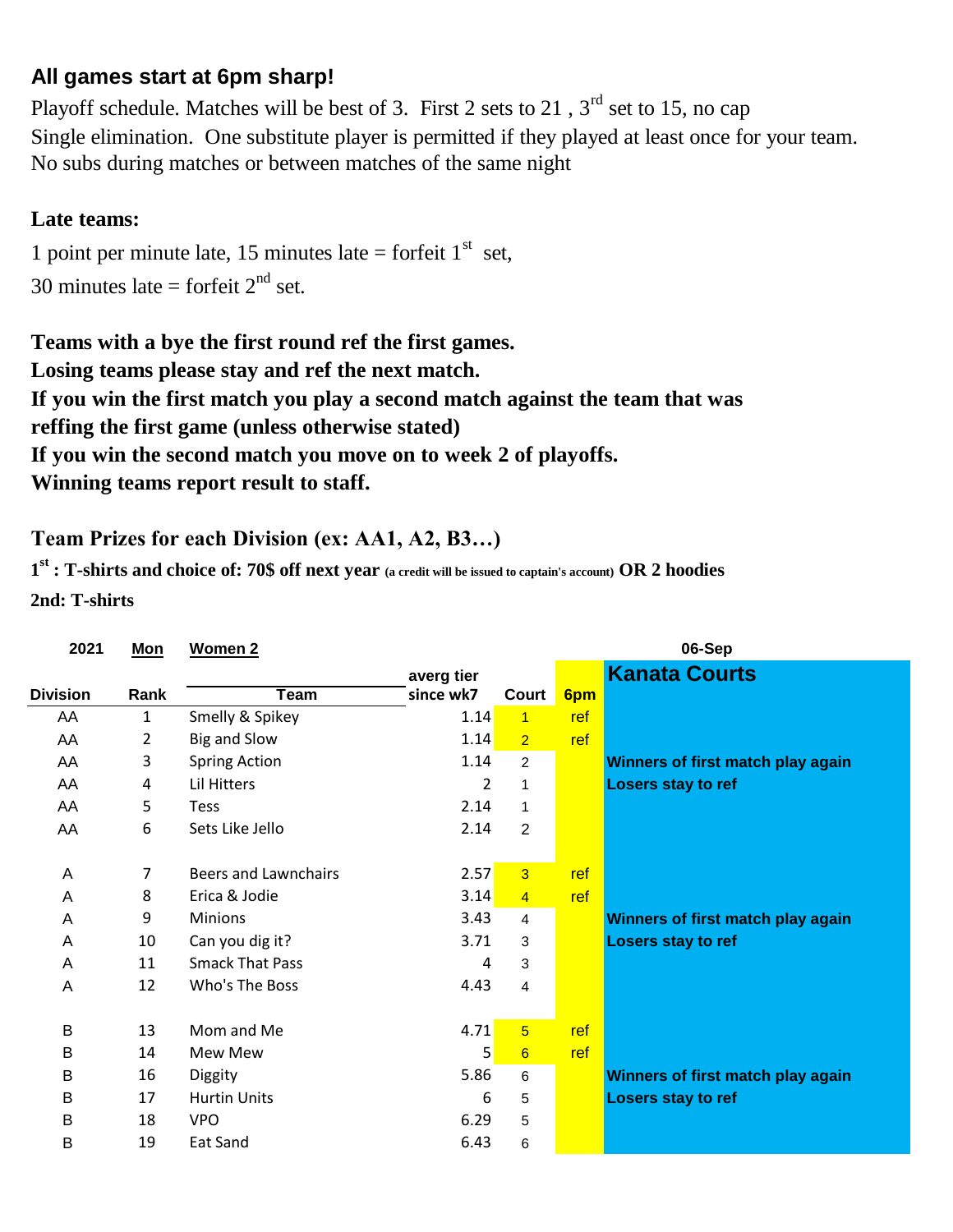## All games start at 6pm sharp!

Playoff schedule. Matches will be best of 3. First 2 sets to 21 , 3rd set to 15, no cap
Single elimination. One substitute player is permitted if they played at least once for your team.
No subs during matches or between matches of the same night

**Late teams:**

1 point per minute late, 15 minutes late = forfeit 1st set,
30 minutes late = forfeit 2nd set.

**Teams with a bye the first round ref the first games.**
**Losing teams please stay and ref the next match.**
**If you win the first match you play a second match against the team that was reffing the first game (unless otherwise stated)**
**If you win the second match you move on to week 2 of playoffs.**
**Winning teams report result to staff.**

**Team Prizes for each Division (ex: AA1, A2, B3…)**

**1st : T-shirts and choice of: 70$ off next year (a credit will be issued to captain's account) OR 2 hoodies**
**2nd: T-shirts**

| 2021 | Mon | Women 2 | | | | 06-Sep |
|---|---|---|---|---|---|---|
| | | | averg tier | | | **Kanata Courts** |
| **Division** | **Rank** | **Team** | **since wk7** | **Court** | **6pm** | |
| AA | 1 | Smelly & Spikey | 1.14 | 1 | ref | |
| AA | 2 | Big and Slow | 1.14 | 2 | ref | |
| AA | 3 | Spring Action | 1.14 | 2 | | **Winners of first match play again** |
| AA | 4 | Lil Hitters | 2 | 1 | | **Losers stay to ref** |
| AA | 5 | Tess | 2.14 | 1 | | |
| AA | 6 | Sets Like Jello | 2.14 | 2 | | |
| | | | | | | |
| A | 7 | Beers and Lawnchairs | 2.57 | 3 | ref | |
| A | 8 | Erica & Jodie | 3.14 | 4 | ref | |
| A | 9 | Minions | 3.43 | 4 | | **Winners of first match play again** |
| A | 10 | Can you dig it? | 3.71 | 3 | | **Losers stay to ref** |
| A | 11 | Smack That Pass | 4 | 3 | | |
| A | 12 | Who's The Boss | 4.43 | 4 | | |
| | | | | | | |
| B | 13 | Mom and Me | 4.71 | 5 | ref | |
| B | 14 | Mew Mew | 5 | 6 | ref | |
| B | 16 | Diggity | 5.86 | 6 | | **Winners of first match play again** |
| B | 17 | Hurtin Units | 6 | 5 | | **Losers stay to ref** |
| B | 18 | VPO | 6.29 | 5 | | |
| B | 19 | Eat Sand | 6.43 | 6 | | |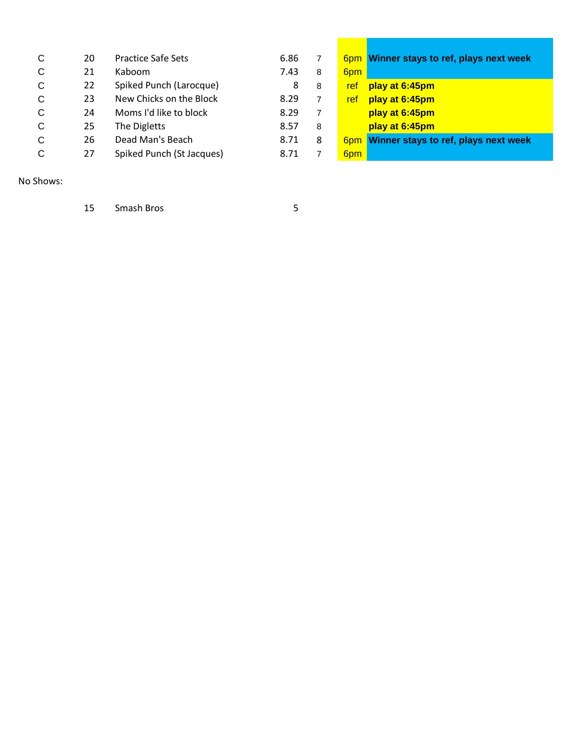| | | | | | | |
|---|---|---|---|---|---|---|
| C | 20 | Practice Safe Sets | 6.86 | 7 | 6pm | **Winner stays to ref, plays next week** |
| C | 21 | Kaboom | 7.43 | 8 | 6pm | |
| C | 22 | Spiked Punch (Larocque) | 8 | 8 | ref | **play at 6:45pm** |
| C | 23 | New Chicks on the Block | 8.29 | 7 | ref | **play at 6:45pm** |
| C | 24 | Moms I'd like to block | 8.29 | 7 | | **play at 6:45pm** |
| C | 25 | The Digletts | 8.57 | 8 | | **play at 6:45pm** |
| C | 26 | Dead Man's Beach | 8.71 | 8 | 6pm | **Winner stays to ref, plays next week** |
| C | 27 | Spiked Punch (St Jacques) | 8.71 | 7 | 6pm | |

No Shows:

| | | |
|---|---|---|
| 15 | Smash Bros | 5 |